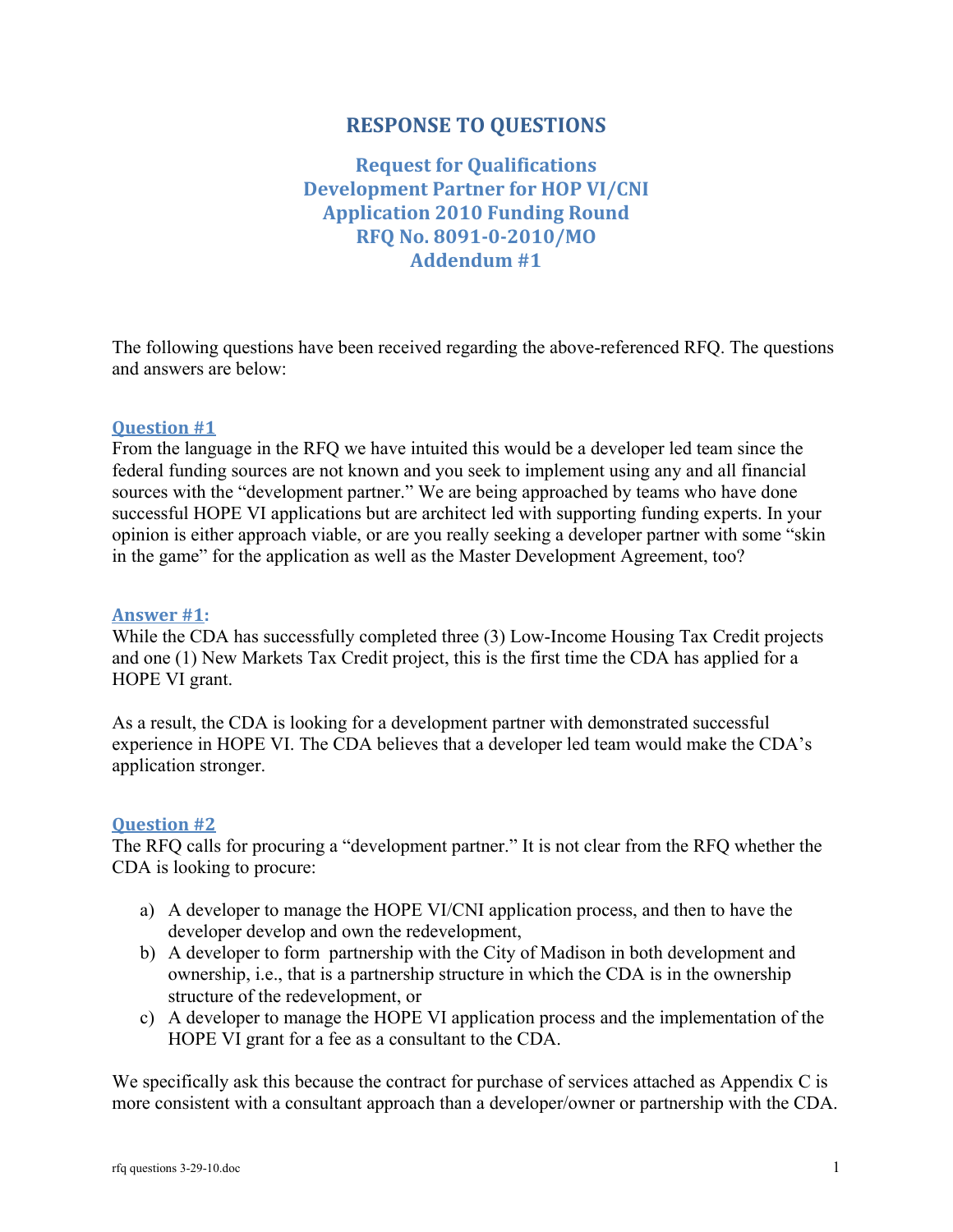# RESPONSE TO QUESTIONS

## Request for Qualifications
## Development Partner for HOP VI/CNI
## Application 2010 Funding Round
## RFQ No. 8091-0-2010/MO
## Addendum #1

The following questions have been received regarding the above-referenced RFQ. The questions and answers are below:

### Question #1

From the language in the RFQ we have intuited this would be a developer led team since the federal funding sources are not known and you seek to implement using any and all financial sources with the "development partner." We are being approached by teams who have done successful HOPE VI applications but are architect led with supporting funding experts. In your opinion is either approach viable, or are you really seeking a developer partner with some "skin in the game" for the application as well as the Master Development Agreement, too?

### Answer #1:

While the CDA has successfully completed three (3) Low-Income Housing Tax Credit projects and one (1) New Markets Tax Credit project, this is the first time the CDA has applied for a HOPE VI grant.

As a result, the CDA is looking for a development partner with demonstrated successful experience in HOPE VI. The CDA believes that a developer led team would make the CDA's application stronger.

### Question #2

The RFQ calls for procuring a "development partner." It is not clear from the RFQ whether the CDA is looking to procure:

a) A developer to manage the HOPE VI/CNI application process, and then to have the developer develop and own the redevelopment,
b) A developer to form partnership with the City of Madison in both development and ownership, i.e., that is a partnership structure in which the CDA is in the ownership structure of the redevelopment, or
c) A developer to manage the HOPE VI application process and the implementation of the HOPE VI grant for a fee as a consultant to the CDA.

We specifically ask this because the contract for purchase of services attached as Appendix C is more consistent with a consultant approach than a developer/owner or partnership with the CDA.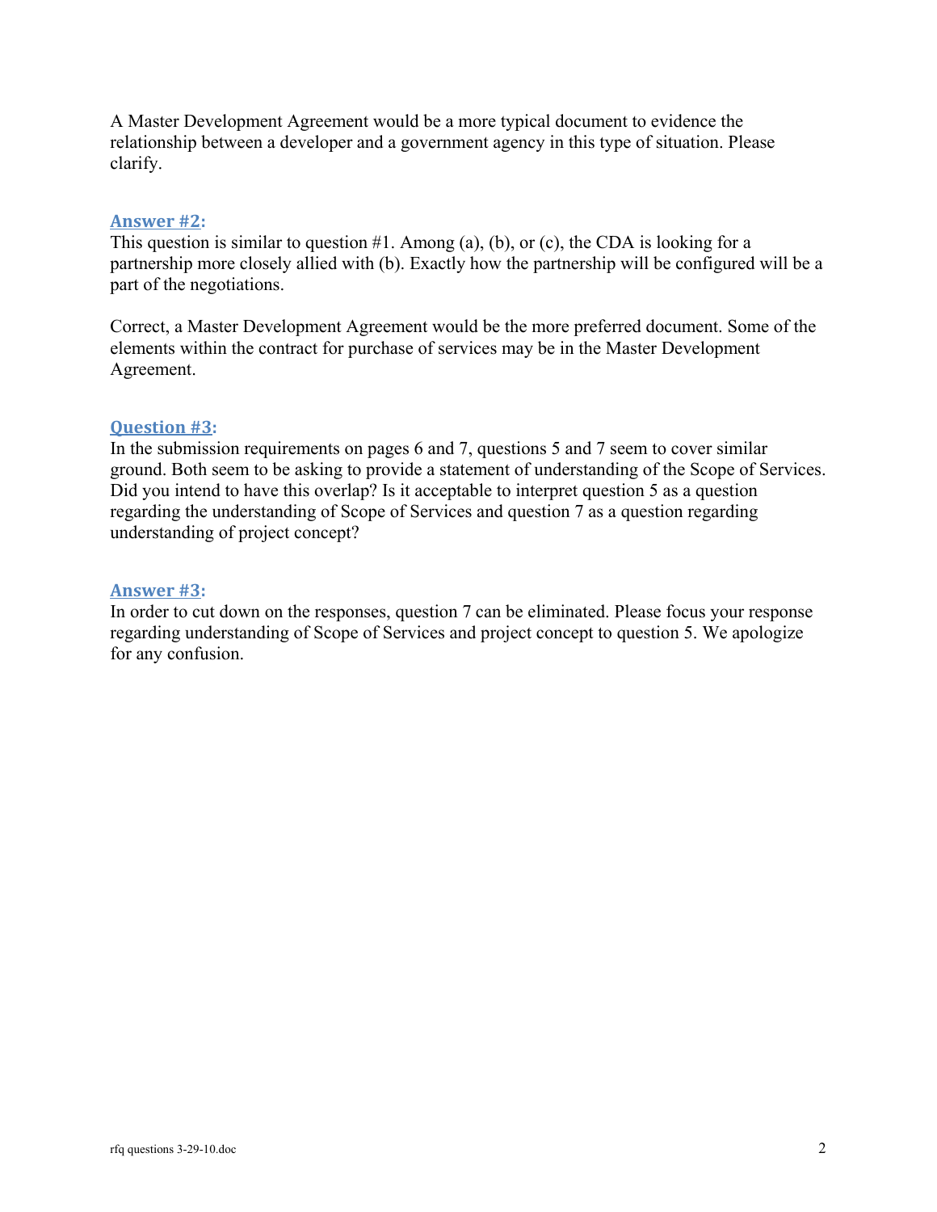A Master Development Agreement would be a more typical document to evidence the relationship between a developer and a government agency in this type of situation. Please clarify.

## Answer #2:

This question is similar to question #1. Among (a), (b), or (c), the CDA is looking for a partnership more closely allied with (b). Exactly how the partnership will be configured will be a part of the negotiations.

Correct, a Master Development Agreement would be the more preferred document. Some of the elements within the contract for purchase of services may be in the Master Development Agreement.

## Question #3:

In the submission requirements on pages 6 and 7, questions 5 and 7 seem to cover similar ground. Both seem to be asking to provide a statement of understanding of the Scope of Services. Did you intend to have this overlap? Is it acceptable to interpret question 5 as a question regarding the understanding of Scope of Services and question 7 as a question regarding understanding of project concept?

## Answer #3:

In order to cut down on the responses, question 7 can be eliminated. Please focus your response regarding understanding of Scope of Services and project concept to question 5. We apologize for any confusion.